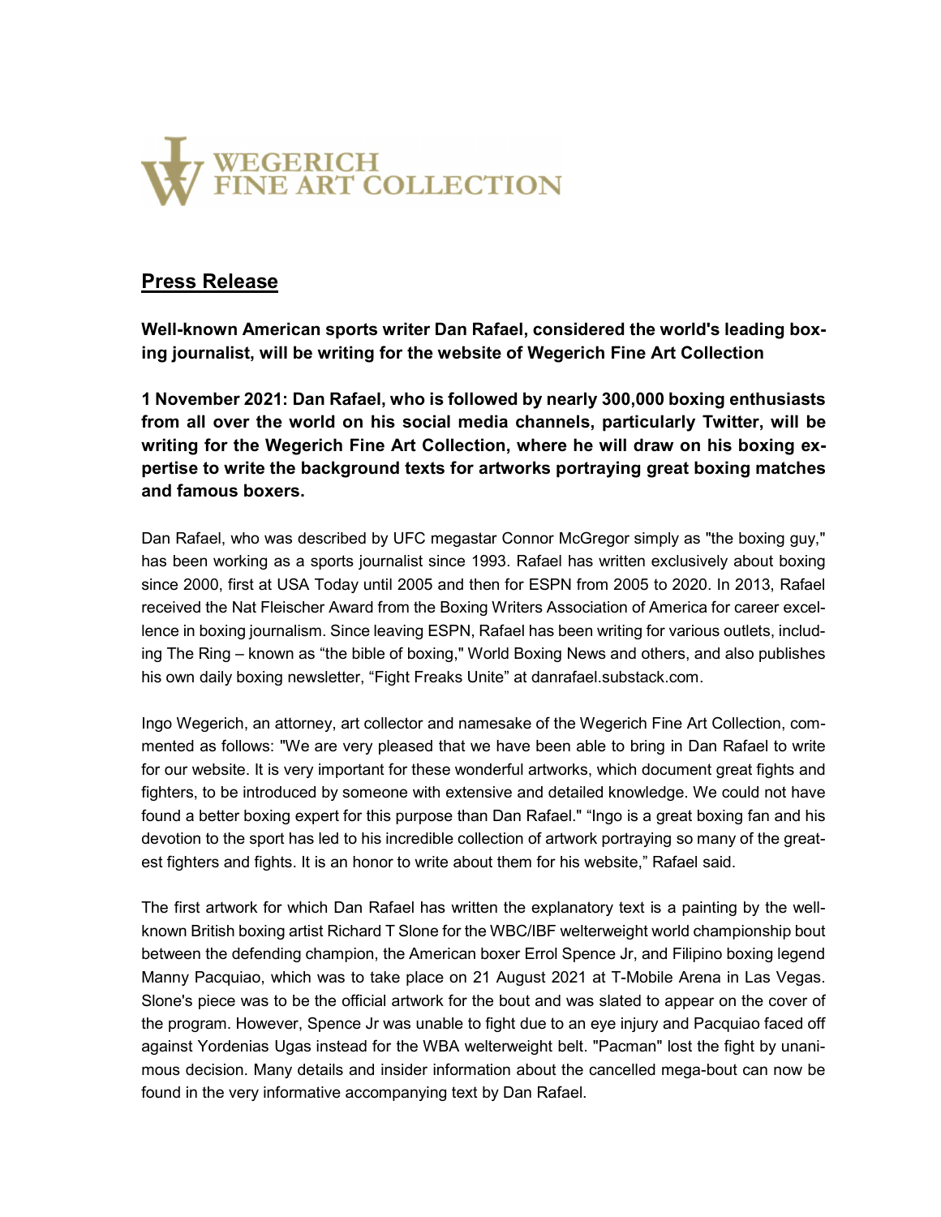WEGERICH
FINE ART COLLECTION

## Press Release

**Well-known American sports writer Dan Rafael, considered the world's leading boxing journalist, will be writing for the website of Wegerich Fine Art Collection**

**1 November 2021: Dan Rafael, who is followed by nearly 300,000 boxing enthusiasts from all over the world on his social media channels, particularly Twitter, will be writing for the Wegerich Fine Art Collection, where he will draw on his boxing expertise to write the background texts for artworks portraying great boxing matches and famous boxers.**

Dan Rafael, who was described by UFC megastar Connor McGregor simply as "the boxing guy," has been working as a sports journalist since 1993. Rafael has written exclusively about boxing since 2000, first at USA Today until 2005 and then for ESPN from 2005 to 2020. In 2013, Rafael received the Nat Fleischer Award from the Boxing Writers Association of America for career excellence in boxing journalism. Since leaving ESPN, Rafael has been writing for various outlets, including The Ring – known as "the bible of boxing," World Boxing News and others, and also publishes his own daily boxing newsletter, "Fight Freaks Unite" at danrafael.substack.com.

Ingo Wegerich, an attorney, art collector and namesake of the Wegerich Fine Art Collection, commented as follows: "We are very pleased that we have been able to bring in Dan Rafael to write for our website. It is very important for these wonderful artworks, which document great fights and fighters, to be introduced by someone with extensive and detailed knowledge. We could not have found a better boxing expert for this purpose than Dan Rafael." "Ingo is a great boxing fan and his devotion to the sport has led to his incredible collection of artwork portraying so many of the greatest fighters and fights. It is an honor to write about them for his website," Rafael said.

The first artwork for which Dan Rafael has written the explanatory text is a painting by the well-known British boxing artist Richard T Slone for the WBC/IBF welterweight world championship bout between the defending champion, the American boxer Errol Spence Jr, and Filipino boxing legend Manny Pacquiao, which was to take place on 21 August 2021 at T-Mobile Arena in Las Vegas. Slone's piece was to be the official artwork for the bout and was slated to appear on the cover of the program. However, Spence Jr was unable to fight due to an eye injury and Pacquiao faced off against Yordenias Ugas instead for the WBA welterweight belt. "Pacman" lost the fight by unanimous decision. Many details and insider information about the cancelled mega-bout can now be found in the very informative accompanying text by Dan Rafael.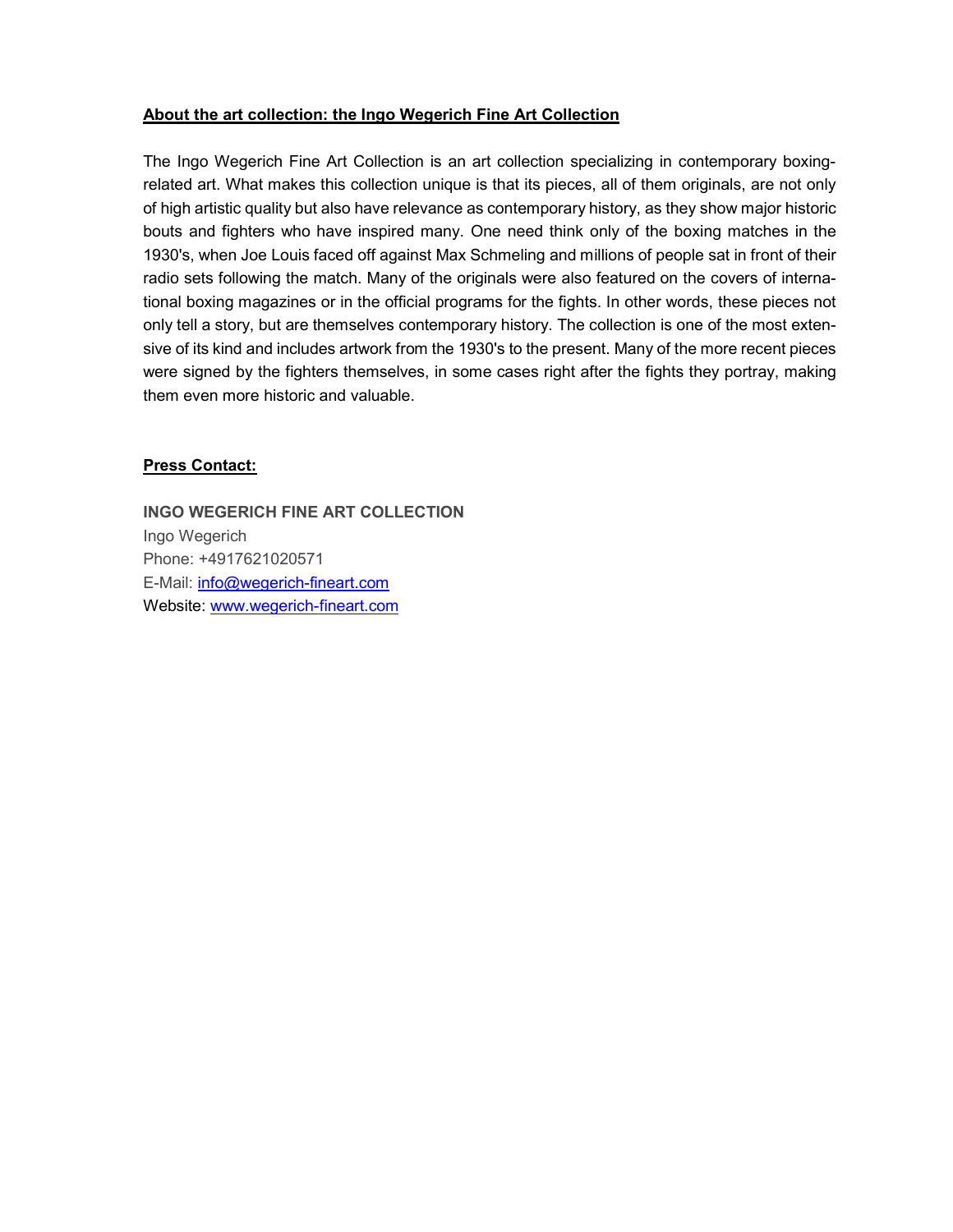**About the art collection: the Ingo Wegerich Fine Art Collection**

The Ingo Wegerich Fine Art Collection is an art collection specializing in contemporary boxing-related art. What makes this collection unique is that its pieces, all of them originals, are not only of high artistic quality but also have relevance as contemporary history, as they show major historic bouts and fighters who have inspired many. One need think only of the boxing matches in the 1930's, when Joe Louis faced off against Max Schmeling and millions of people sat in front of their radio sets following the match. Many of the originals were also featured on the covers of international boxing magazines or in the official programs for the fights. In other words, these pieces not only tell a story, but are themselves contemporary history. The collection is one of the most extensive of its kind and includes artwork from the 1930's to the present. Many of the more recent pieces were signed by the fighters themselves, in some cases right after the fights they portray, making them even more historic and valuable.

**Press Contact:**

**INGO WEGERICH FINE ART COLLECTION**
Ingo Wegerich
Phone: +4917621020571
E-Mail: info@wegerich-fineart.com
Website: www.wegerich-fineart.com